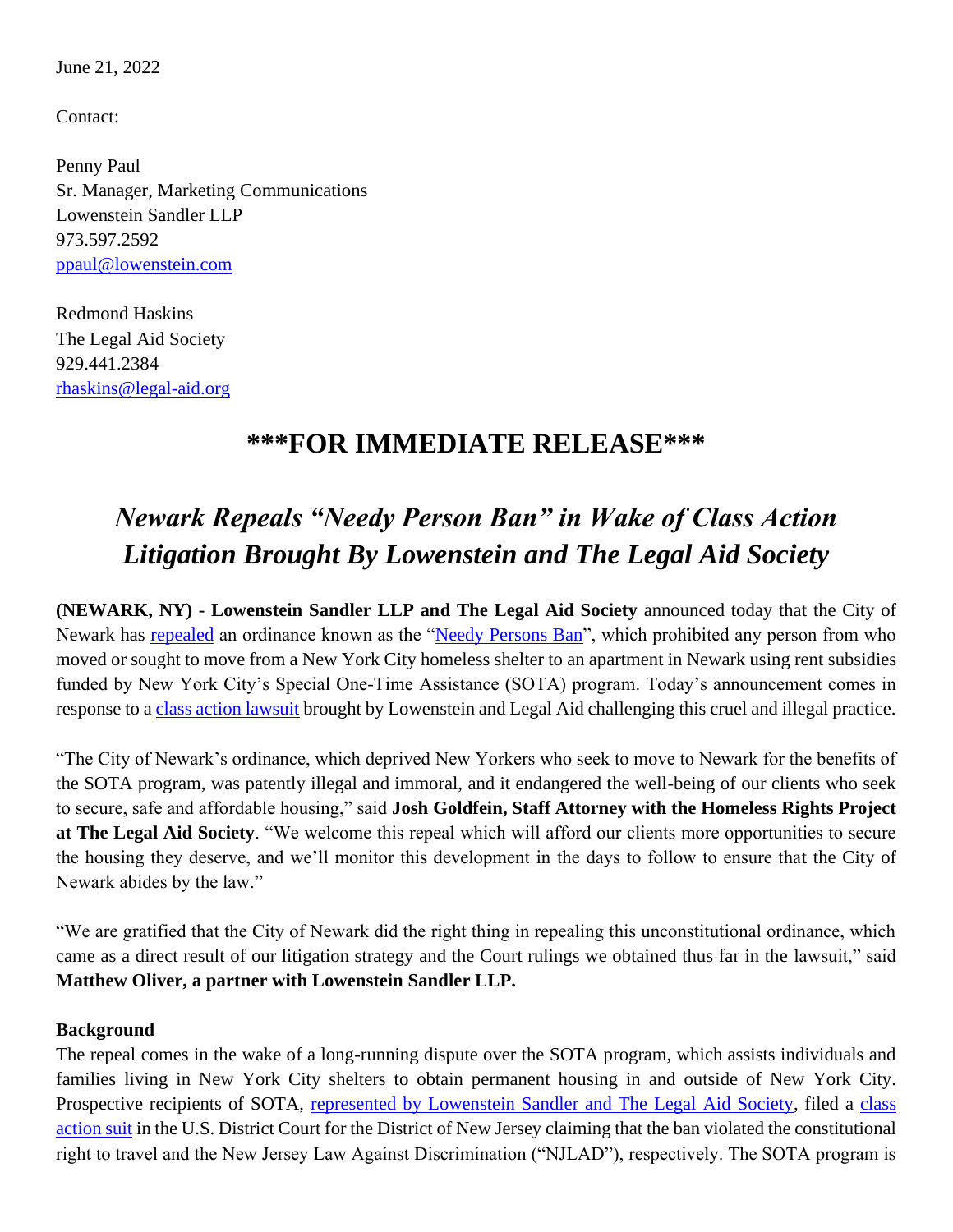June 21, 2022

Contact:

Penny Paul
Sr. Manager, Marketing Communications
Lowenstein Sandler LLP
973.597.2592
ppaul@lowenstein.com

Redmond Haskins
The Legal Aid Society
929.441.2384
rhaskins@legal-aid.org

# ***FOR IMMEDIATE RELEASE***

## *Newark Repeals "Needy Person Ban" in Wake of Class Action Litigation Brought By Lowenstein and The Legal Aid Society*

**(NEWARK, NY) - Lowenstein Sandler LLP and The Legal Aid Society** announced today that the City of Newark has repealed an ordinance known as the "Needy Persons Ban", which prohibited any person from who moved or sought to move from a New York City homeless shelter to an apartment in Newark using rent subsidies funded by New York City's Special One-Time Assistance (SOTA) program. Today's announcement comes in response to a class action lawsuit brought by Lowenstein and Legal Aid challenging this cruel and illegal practice.

"The City of Newark's ordinance, which deprived New Yorkers who seek to move to Newark for the benefits of the SOTA program, was patently illegal and immoral, and it endangered the well-being of our clients who seek to secure, safe and affordable housing," said **Josh Goldfein, Staff Attorney with the Homeless Rights Project at The Legal Aid Society**. "We welcome this repeal which will afford our clients more opportunities to secure the housing they deserve, and we'll monitor this development in the days to follow to ensure that the City of Newark abides by the law."

"We are gratified that the City of Newark did the right thing in repealing this unconstitutional ordinance, which came as a direct result of our litigation strategy and the Court rulings we obtained thus far in the lawsuit," said **Matthew Oliver, a partner with Lowenstein Sandler LLP.**

**Background**

The repeal comes in the wake of a long-running dispute over the SOTA program, which assists individuals and families living in New York City shelters to obtain permanent housing in and outside of New York City. Prospective recipients of SOTA, represented by Lowenstein Sandler and The Legal Aid Society, filed a class action suit in the U.S. District Court for the District of New Jersey claiming that the ban violated the constitutional right to travel and the New Jersey Law Against Discrimination ("NJLAD"), respectively. The SOTA program is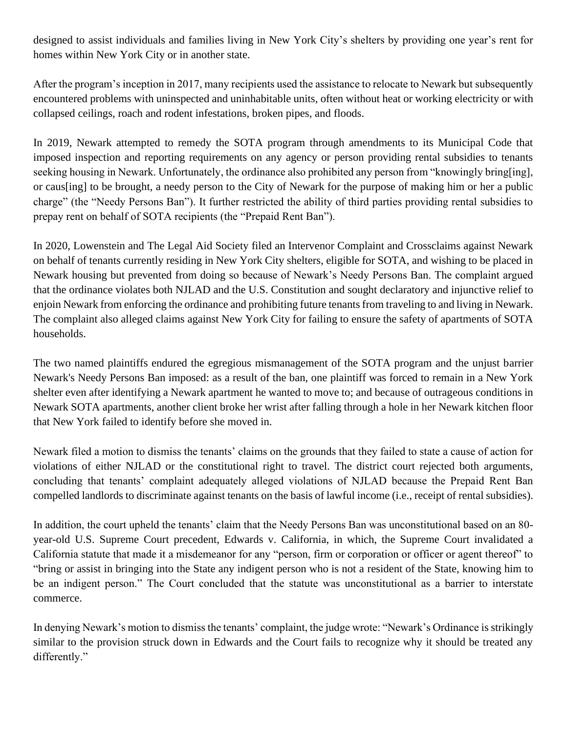designed to assist individuals and families living in New York City's shelters by providing one year's rent for homes within New York City or in another state.

After the program's inception in 2017, many recipients used the assistance to relocate to Newark but subsequently encountered problems with uninspected and uninhabitable units, often without heat or working electricity or with collapsed ceilings, roach and rodent infestations, broken pipes, and floods.

In 2019, Newark attempted to remedy the SOTA program through amendments to its Municipal Code that imposed inspection and reporting requirements on any agency or person providing rental subsidies to tenants seeking housing in Newark. Unfortunately, the ordinance also prohibited any person from "knowingly bring[ing], or caus[ing] to be brought, a needy person to the City of Newark for the purpose of making him or her a public charge" (the "Needy Persons Ban"). It further restricted the ability of third parties providing rental subsidies to prepay rent on behalf of SOTA recipients (the "Prepaid Rent Ban").

In 2020, Lowenstein and The Legal Aid Society filed an Intervenor Complaint and Crossclaims against Newark on behalf of tenants currently residing in New York City shelters, eligible for SOTA, and wishing to be placed in Newark housing but prevented from doing so because of Newark's Needy Persons Ban. The complaint argued that the ordinance violates both NJLAD and the U.S. Constitution and sought declaratory and injunctive relief to enjoin Newark from enforcing the ordinance and prohibiting future tenants from traveling to and living in Newark. The complaint also alleged claims against New York City for failing to ensure the safety of apartments of SOTA households.

The two named plaintiffs endured the egregious mismanagement of the SOTA program and the unjust barrier Newark's Needy Persons Ban imposed: as a result of the ban, one plaintiff was forced to remain in a New York shelter even after identifying a Newark apartment he wanted to move to; and because of outrageous conditions in Newark SOTA apartments, another client broke her wrist after falling through a hole in her Newark kitchen floor that New York failed to identify before she moved in.

Newark filed a motion to dismiss the tenants' claims on the grounds that they failed to state a cause of action for violations of either NJLAD or the constitutional right to travel. The district court rejected both arguments, concluding that tenants' complaint adequately alleged violations of NJLAD because the Prepaid Rent Ban compelled landlords to discriminate against tenants on the basis of lawful income (i.e., receipt of rental subsidies).

In addition, the court upheld the tenants' claim that the Needy Persons Ban was unconstitutional based on an 80-year-old U.S. Supreme Court precedent, Edwards v. California, in which, the Supreme Court invalidated a California statute that made it a misdemeanor for any "person, firm or corporation or officer or agent thereof" to "bring or assist in bringing into the State any indigent person who is not a resident of the State, knowing him to be an indigent person." The Court concluded that the statute was unconstitutional as a barrier to interstate commerce.

In denying Newark's motion to dismiss the tenants' complaint, the judge wrote: "Newark's Ordinance is strikingly similar to the provision struck down in Edwards and the Court fails to recognize why it should be treated any differently."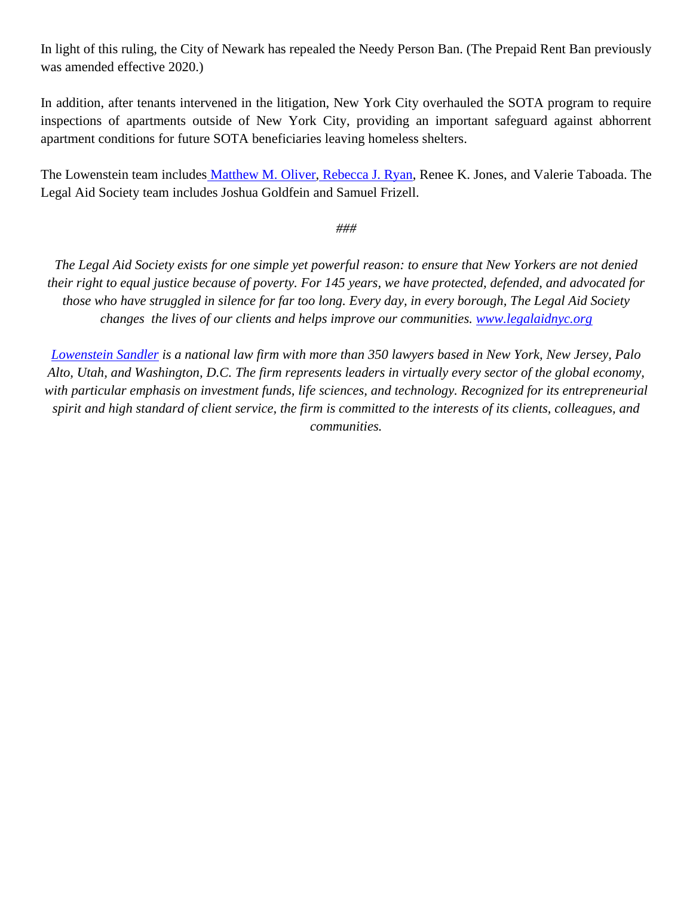In light of this ruling, the City of Newark has repealed the Needy Person Ban. (The Prepaid Rent Ban previously was amended effective 2020.)

In addition, after tenants intervened in the litigation, New York City overhauled the SOTA program to require inspections of apartments outside of New York City, providing an important safeguard against abhorrent apartment conditions for future SOTA beneficiaries leaving homeless shelters.

The Lowenstein team includes Matthew M. Oliver, Rebecca J. Ryan, Renee K. Jones, and Valerie Taboada. The Legal Aid Society team includes Joshua Goldfein and Samuel Frizell.

###

*The Legal Aid Society exists for one simple yet powerful reason: to ensure that New Yorkers are not denied their right to equal justice because of poverty. For 145 years, we have protected, defended, and advocated for those who have struggled in silence for far too long. Every day, in every borough, The Legal Aid Society changes the lives of our clients and helps improve our communities. www.legalaidnyc.org*

*Lowenstein Sandler is a national law firm with more than 350 lawyers based in New York, New Jersey, Palo Alto, Utah, and Washington, D.C. The firm represents leaders in virtually every sector of the global economy, with particular emphasis on investment funds, life sciences, and technology. Recognized for its entrepreneurial spirit and high standard of client service, the firm is committed to the interests of its clients, colleagues, and communities.*